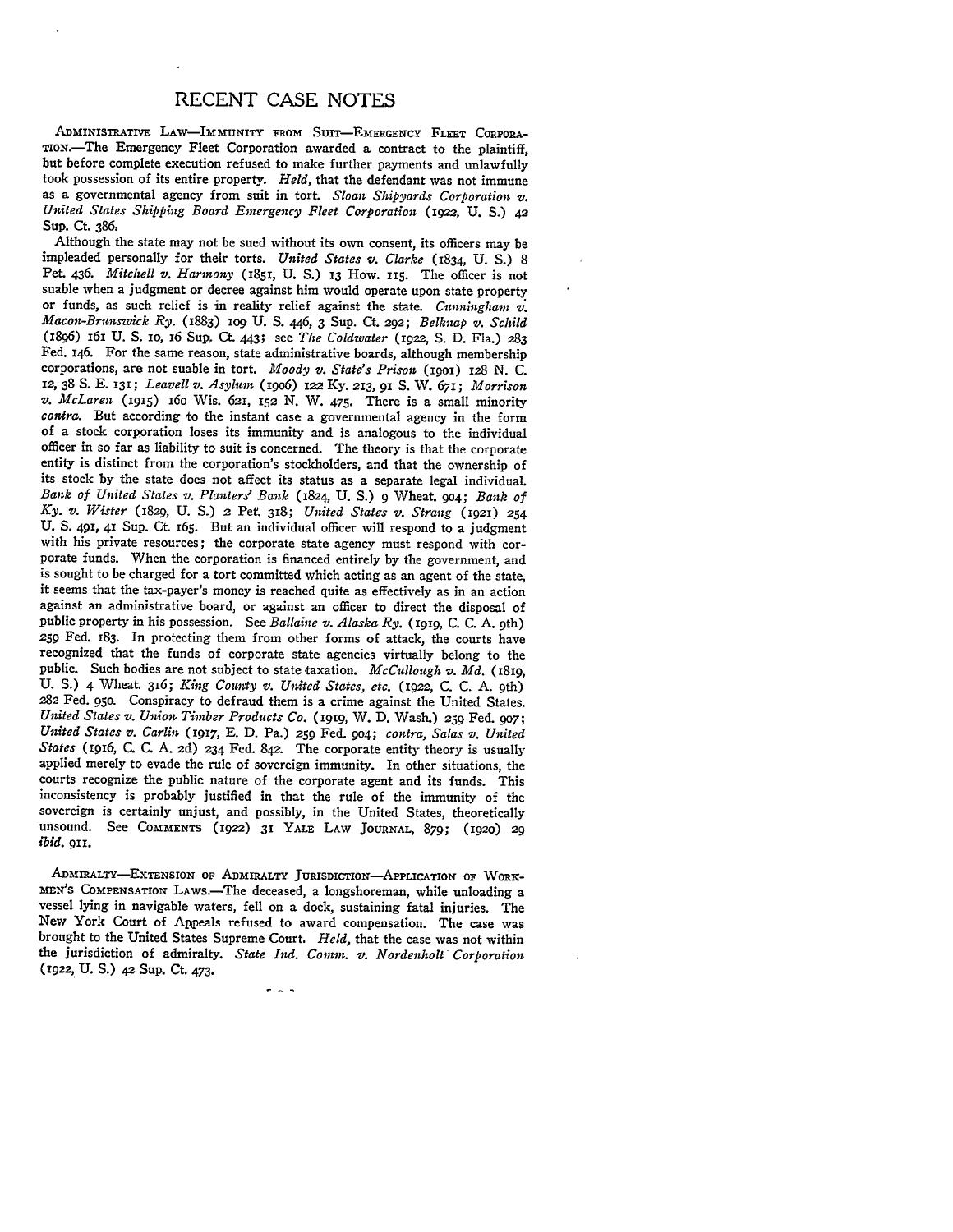# RECENT CASE NOTES

ADMINISTRATIVE LAW—IMMUNITY FROM SUIT—EMERGENCY FLEET CORPORATION.—The Emergency Fleet Corporation awarded a contract to the plaintiff, but before complete execution refused to make further payments and unlawfully took possession of its entire property. *Held,* that the defendant was not immune as a governmental agency from suit in tort. *Sloan Shipyards Corporation v. United States Shipping Board Emergency Fleet Corporation* (1922, U. S.) 42 Sup. Ct. 386.

Although the state may not be sued without its own consent, its officers may be impleaded personally for their torts. *United States v. Clarke* (1834, U. S.) 8 Pet. 436. *Mitchell v. Harmony* (1851, U. S.) 13 How. 115. The officer is not suable when a judgment or decree against him would operate upon state property or funds, as such relief is in reality relief against the state. *Cunningham v. Macon-Brunswick Ry.* (1883) 109 U. S. 446, 3 Sup. Ct. 292; *Belknap v. Schild* (1896) 161 U. S. 10, 16 Sup. Ct. 443; see *The Coldwater* (1922, S. D. Fla.) 283 Fed. 146. For the same reason, state administrative boards, although membership corporations, are not suable in tort. *Moody v. State's Prison* (1901) 128 N. C. 12, 38 S. E. 131; *Leavell v. Asylum* (1906) 122 Ky. 213, 91 S. W. 671; *Morrison v. McLaren* (1915) 160 Wis. 621, 152 N. W. 475. There is a small minority *contra.* But according to the instant case a governmental agency in the form of a stock corporation loses its immunity and is analogous to the individual officer in so far as liability to suit is concerned. The theory is that the corporate entity is distinct from the corporation's stockholders, and that the ownership of its stock by the state does not affect its status as a separate legal individual. *Bank of United States v. Planters' Bank* (1824, U. S.) 9 Wheat. 904; *Bank of Ky. v. Wister* (1829, U. S.) 2 Pet. 318; *United States v. Strang* (1921) 254 U. S. 491, 41 Sup. Ct. 165. But an individual officer will respond to a judgment with his private resources; the corporate state agency must respond with corporate funds. When the corporation is financed entirely by the government, and is sought to be charged for a tort committed which acting as an agent of the state, it seems that the tax-payer's money is reached quite as effectively as in an action against an administrative board, or against an officer to direct the disposal of public property in his possession. See *Ballaine v. Alaska Ry.* (1919, C. C. A. 9th) 259 Fed. 183. In protecting them from other forms of attack, the courts have recognized that the funds of corporate state agencies virtually belong to the public. Such bodies are not subject to state taxation. *McCullough v. Md.* (1819, U. S.) 4 Wheat. 316; *King County v. United States, etc.* (1922, C. C. A. 9th) 282 Fed. 950. Conspiracy to defraud them is a crime against the United States. *United States v. Union Timber Products Co.* (1919, W. D. Wash.) 259 Fed. 907; *United States v. Carlin* (1917, E. D. Pa.) 259 Fed. 904; *contra, Salas v. United States* (1916, C. C. A. 2d) 234 Fed. 842. The corporate entity theory is usually applied merely to evade the rule of sovereign immunity. In other situations, the courts recognize the public nature of the corporate agent and its funds. This inconsistency is probably justified in that the rule of the immunity of the sovereign is certainly unjust, and possibly, in the United States, theoretically unsound. See COMMENTS (1922) 31 YALE LAW JOURNAL, 879; (1920) 29 *ibid.* 911.

ADMIRALTY—EXTENSION OF ADMIRALTY JURISDICTION—APPLICATION OF WORKMEN'S COMPENSATION LAWS.—The deceased, a longshoreman, while unloading a vessel lying in navigable waters, fell on a dock, sustaining fatal injuries. The New York Court of Appeals refused to award compensation. The case was brought to the United States Supreme Court. *Held,* that the case was not within the jurisdiction of admiralty. *State Ind. Comm. v. Nordenholt Corporation* (1922, U. S.) 42 Sup. Ct. 473.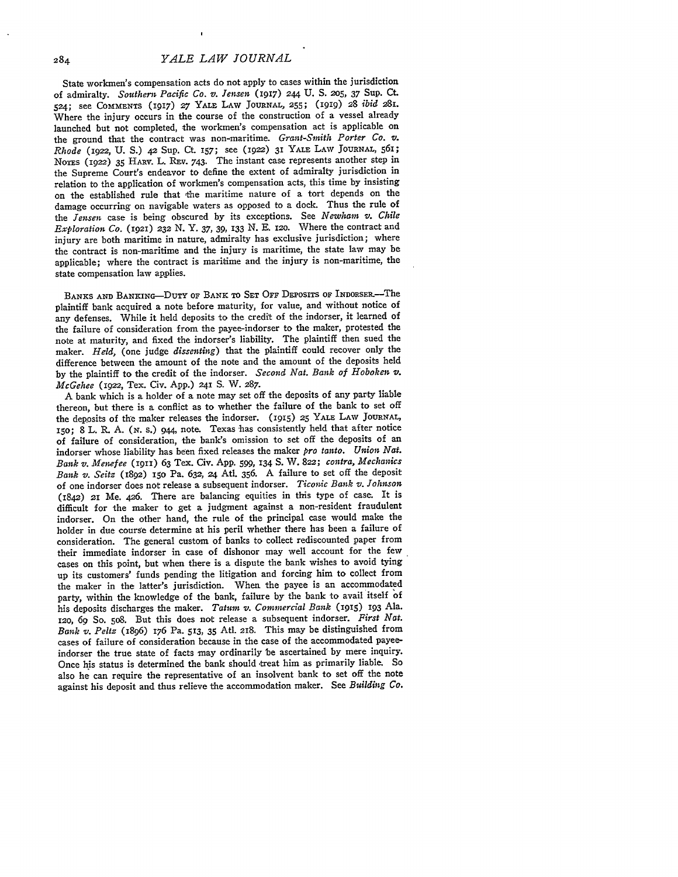State workmen's compensation acts do not apply to cases within the jurisdiction of admiralty. *Southern Pacific Co. v. Jensen* (1917) 244 U. S. 205, 37 Sup. Ct. 524; see COMMENTS (1917) 27 YALE LAW JOURNAL, 255; (1919) 28 *ibid* 281. Where the injury occurs in the course of the construction of a vessel already launched but not completed, the workmen's compensation act is applicable on the ground that the contract was non-maritime. *Grant-Smith Porter Co. v. Rhode* (1922, U. S.) 42 Sup. Ct. 157; see (1922) 31 YALE LAW JOURNAL, 561; NOTES (1922) 35 HARV. L. REV. 743. The instant case represents another step in the Supreme Court's endeavor to define the extent of admiralty jurisdiction in relation to the application of workmen's compensation acts, this time by insisting on the established rule that the maritime nature of a tort depends on the damage occurring on navigable waters as opposed to a dock. Thus the rule of the *Jensen* case is being obscured by its exceptions. See *Newham v. Chile Exploration Co.* (1921) 232 N. Y. 37, 39, 133 N. E. 120. Where the contract and injury are both maritime in nature, admiralty has exclusive jurisdiction; where the contract is non-maritime and the injury is maritime, the state law may be applicable; where the contract is maritime and the injury is non-maritime, the state compensation law applies.

BANKS AND BANKING—DUTY OF BANK TO SET OFF DEPOSITS OF INDORSER.—The plaintiff bank acquired a note before maturity, for value, and without notice of any defenses. While it held deposits to the credit of the indorser, it learned of the failure of consideration from the payee-indorser to the maker, protested the note at maturity, and fixed the indorser's liability. The plaintiff then sued the maker. *Held,* (one judge *dissenting*) that the plaintiff could recover only the difference between the amount of the note and the amount of the deposits held by the plaintiff to the credit of the indorser. *Second Nat. Bank of Hoboken v. McGehee* (1922, Tex. Civ. App.) 241 S. W. 287.

A bank which is a holder of a note may set off the deposits of any party liable thereon, but there is a conflict as to whether the failure of the bank to set off the deposits of the maker releases the indorser. (1915) 25 YALE LAW JOURNAL, 150; 8 L. R. A. (N. S.) 944, note. Texas has consistently held that after notice of failure of consideration, the bank's omission to set off the deposits of an indorser whose liability has been fixed releases the maker *pro tanto*. *Union Nat. Bank v. Menefee* (1911) 63 Tex. Civ. App. 599, 134 S. W. 822; *contra*, *Mechanics Bank v. Seitz* (1892) 150 Pa. 632, 24 Atl. 356. A failure to set off the deposit of one indorser does not release a subsequent indorser. *Ticonic Bank v. Johnson* (1842) 21 Me. 426. There are balancing equities in this type of case. It is difficult for the maker to get a judgment against a non-resident fraudulent indorser. On the other hand, the rule of the principal case would make the holder in due course determine at his peril whether there has been a failure of consideration. The general custom of banks to collect rediscounted paper from their immediate indorser in case of dishonor may well account for the few cases on this point, but when there is a dispute the bank wishes to avoid tying up its customers' funds pending the litigation and forcing him to collect from the maker in the latter's jurisdiction. When the payee is an accommodated party, within the knowledge of the bank, failure by the bank to avail itself of his deposits discharges the maker. *Tatum v. Commercial Bank* (1915) 193 Ala. 120, 69 So. 508. But this does not release a subsequent indorser. *First Nat. Bank v. Peltz* (1896) 176 Pa. 513, 35 Atl. 218. This may be distinguished from cases of failure of consideration because in the case of the accommodated payee-indorser the true state of facts may ordinarily be ascertained by mere inquiry. Once his status is determined the bank should treat him as primarily liable. So also he can require the representative of an insolvent bank to set off the note against his deposit and thus relieve the accommodation maker. See *Building Co.*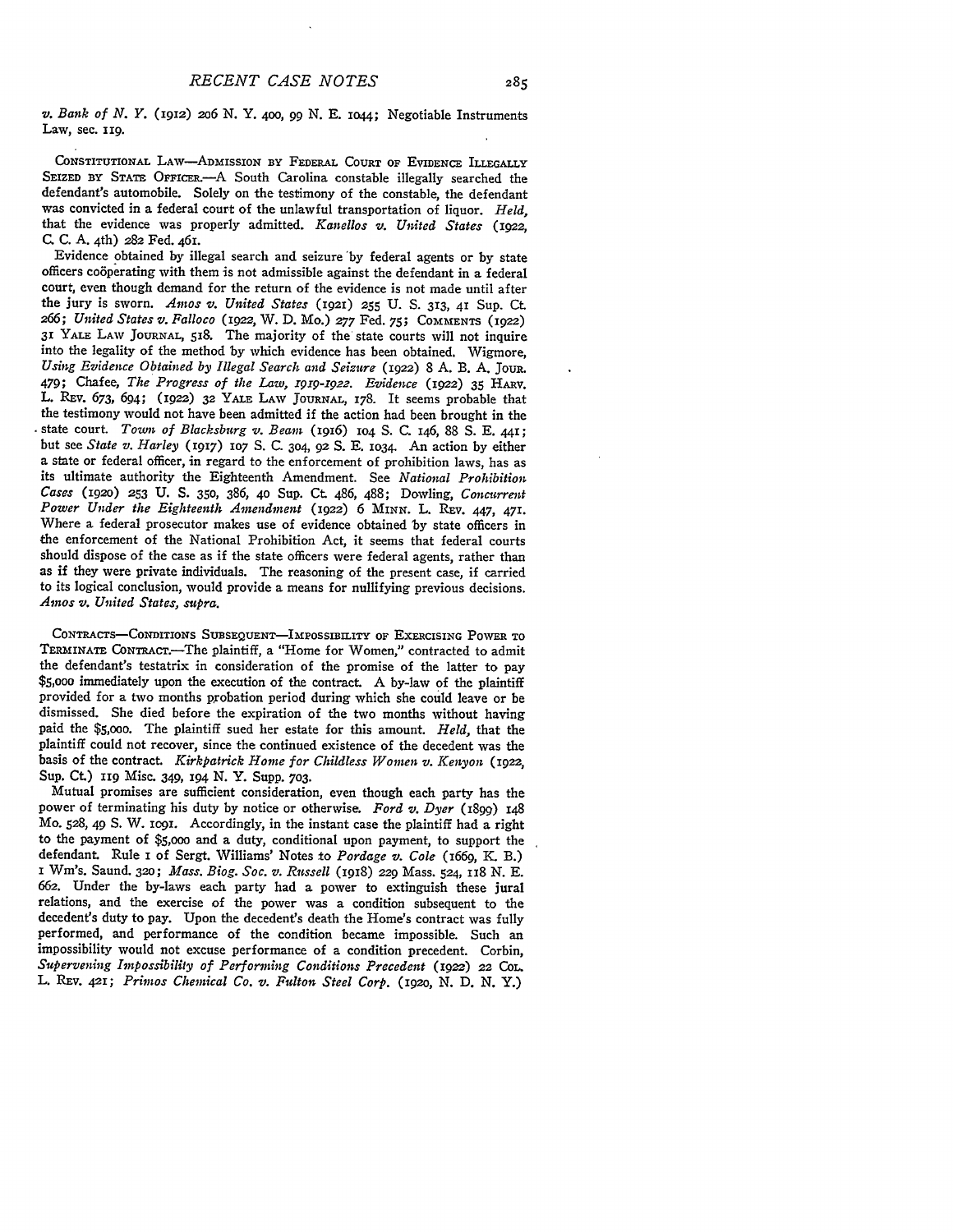*v. Bank of N. Y.* (1912) 206 N. Y. 400, 99 N. E. 1044; Negotiable Instruments Law, sec. 119.

CONSTITUTIONAL LAW—ADMISSION BY FEDERAL COURT OF EVIDENCE ILLEGALLY SEIZED BY STATE OFFICER.—A South Carolina constable illegally searched the defendant's automobile. Solely on the testimony of the constable, the defendant was convicted in a federal court of the unlawful transportation of liquor. *Held,* that the evidence was properly admitted. *Kanellos v. United States* (1922, C. C. A. 4th) 282 Fed. 461.

Evidence obtained by illegal search and seizure by federal agents or by state officers coöperating with them is not admissible against the defendant in a federal court, even though demand for the return of the evidence is not made until after the jury is sworn. *Amos v. United States* (1921) 255 U. S. 313, 41 Sup. Ct. 266; *United States v. Falloco* (1922, W. D. Mo.) 277 Fed. 75; COMMENTS (1922) 31 YALE LAW JOURNAL, 518. The majority of the state courts will not inquire into the legality of the method by which evidence has been obtained. Wigmore, *Using Evidence Obtained by Illegal Search and Seizure* (1922) 8 A. B. A. JOUR. 479; Chafee, *The Progress of the Law, 1919-1922. Evidence* (1922) 35 HARV. L. REV. 673, 694; (1922) 32 YALE LAW JOURNAL, 178. It seems probable that the testimony would not have been admitted if the action had been brought in the state court. *Town of Blacksburg v. Beam* (1916) 104 S. C. 146, 88 S. E. 441; but see *State v. Harley* (1917) 107 S. C. 304, 92 S. E. 1034. An action by either a state or federal officer, in regard to the enforcement of prohibition laws, has as its ultimate authority the Eighteenth Amendment. See *National Prohibition Cases* (1920) 253 U. S. 350, 386, 40 Sup. Ct. 486, 488; Dowling, *Concurrent Power Under the Eighteenth Amendment* (1922) 6 MINN. L. REV. 447, 471. Where a federal prosecutor makes use of evidence obtained by state officers in the enforcement of the National Prohibition Act, it seems that federal courts should dispose of the case as if the state officers were federal agents, rather than as if they were private individuals. The reasoning of the present case, if carried to its logical conclusion, would provide a means for nullifying previous decisions. *Amos v. United States, supra.*

CONTRACTS—CONDITIONS SUBSEQUENT—IMPOSSIBILITY OF EXERCISING POWER TO TERMINATE CONTRACT.—The plaintiff, a "Home for Women," contracted to admit the defendant's testatrix in consideration of the promise of the latter to pay $5,000 immediately upon the execution of the contract. A by-law of the plaintiff provided for a two months probation period during which she could leave or be dismissed. She died before the expiration of the two months without having paid the $5,000. The plaintiff sued her estate for this amount. *Held,* that the plaintiff could not recover, since the continued existence of the decedent was the basis of the contract. *Kirkpatrick Home for Childless Women v. Kenyon* (1922, Sup. Ct.) 119 Misc. 349, 194 N. Y. Supp. 703.

Mutual promises are sufficient consideration, even though each party has the power of terminating his duty by notice or otherwise. *Ford v. Dyer* (1899) 148 Mo. 528, 49 S. W. 1091. Accordingly, in the instant case the plaintiff had a right to the payment of $5,000 and a duty, conditional upon payment, to support the defendant. Rule 1 of Sergt. Williams' Notes to *Pordage v. Cole* (1669, K. B.) 1 Wm's. Saund. 320; *Mass. Biog. Soc. v. Russell* (1918) 229 Mass. 524, 118 N. E. 662. Under the by-laws each party had a power to extinguish these jural relations, and the exercise of the power was a condition subsequent to the decedent's duty to pay. Upon the decedent's death the Home's contract was fully performed, and performance of the condition became impossible. Such an impossibility would not excuse performance of a condition precedent. Corbin, *Supervening Impossibility of Performing Conditions Precedent* (1922) 22 COL. L. REV. 421; *Primos Chemical Co. v. Fulton Steel Corp.* (1920, N. D. N. Y.)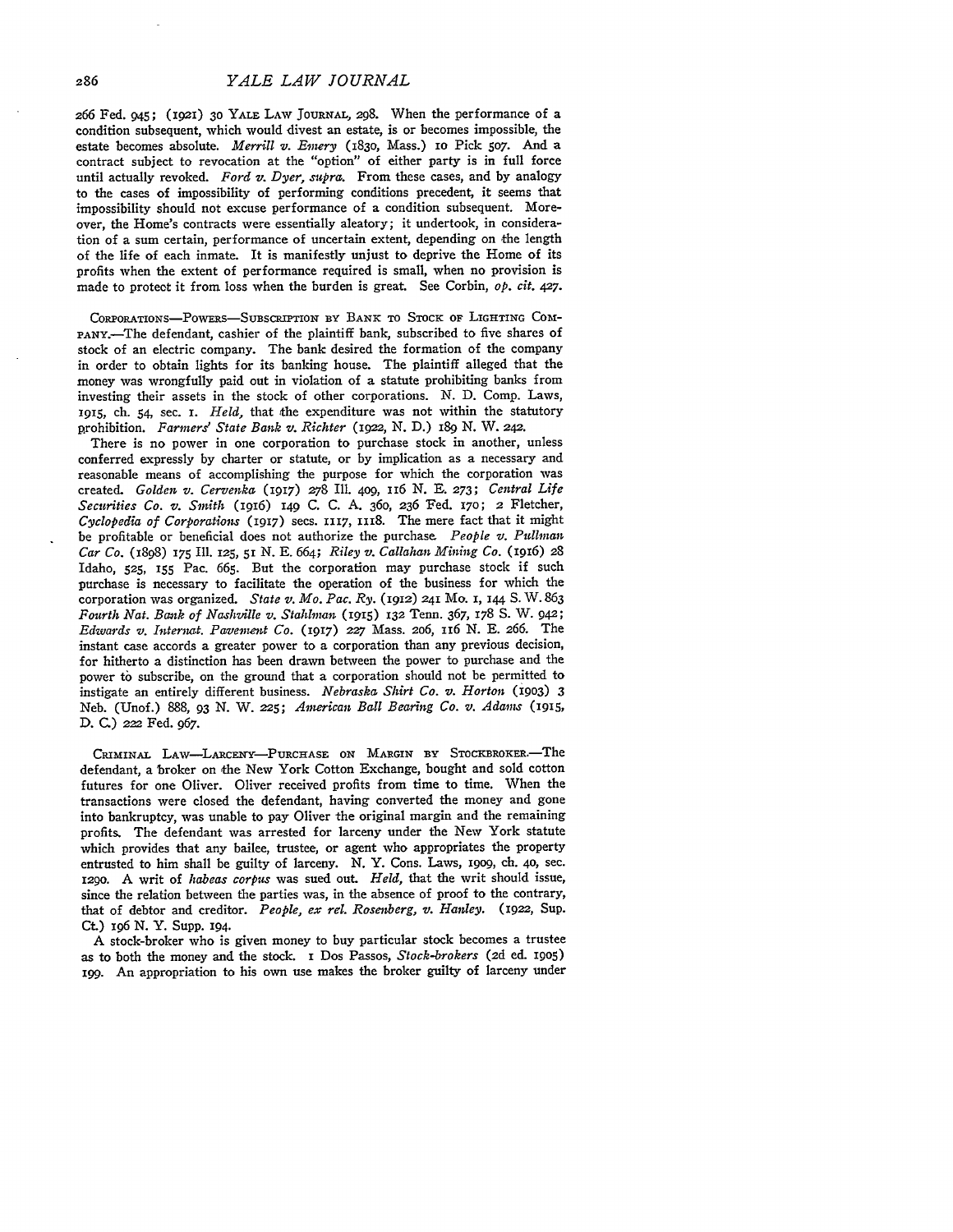266 Fed. 945; (1921) 30 YALE LAW JOURNAL, 298. When the performance of a condition subsequent, which would divest an estate, is or becomes impossible, the estate becomes absolute. *Merrill v. Emery* (1830, Mass.) 10 Pick 507. And a contract subject to revocation at the "option" of either party is in full force until actually revoked. *Ford v. Dyer, supra.* From these cases, and by analogy to the cases of impossibility of performing conditions precedent, it seems that impossibility should not excuse performance of a condition subsequent. Moreover, the Home's contracts were essentially aleatory; it undertook, in consideration of a sum certain, performance of uncertain extent, depending on the length of the life of each inmate. It is manifestly unjust to deprive the Home of its profits when the extent of performance required is small, when no provision is made to protect it from loss when the burden is great. See Corbin, *op. cit.* 427.

CORPORATIONS—POWERS—SUBSCRIPTION BY BANK TO STOCK OF LIGHTING COMPANY.—The defendant, cashier of the plaintiff bank, subscribed to five shares of stock of an electric company. The bank desired the formation of the company in order to obtain lights for its banking house. The plaintiff alleged that the money was wrongfully paid out in violation of a statute prohibiting banks from investing their assets in the stock of other corporations. N. D. Comp. Laws, 1915, ch. 54, sec. 1. *Held,* that the expenditure was not within the statutory prohibition. *Farmers' State Bank v. Richter* (1922, N. D.) 189 N. W. 242.

There is no power in one corporation to purchase stock in another, unless conferred expressly by charter or statute, or by implication as a necessary and reasonable means of accomplishing the purpose for which the corporation was created. *Golden v. Cervenka* (1917) 278 Ill. 409, 116 N. E. 273; *Central Life Securities Co. v. Smith* (1916) 149 C. C. A. 360, 236 Fed. 170; 2 Fletcher, *Cyclopedia of Corporations* (1917) secs. 1117, 1118. The mere fact that it might be profitable or beneficial does not authorize the purchase. *People v. Pullman Car Co.* (1898) 175 Ill. 125, 51 N. E. 664; *Riley v. Callahan Mining Co.* (1916) 28 Idaho, 525, 155 Pac. 665. But the corporation may purchase stock if such purchase is necessary to facilitate the operation of the business for which the corporation was organized. *State v. Mo. Pac. Ry.* (1912) 241 Mo. 1, 144 S. W. 863 *Fourth Nat. Bank of Nashville v. Stahlman* (1915) 132 Tenn. 367, 178 S. W. 942; *Edwards v. Internat. Pavement Co.* (1917) 227 Mass. 206, 116 N. E. 266. The instant case accords a greater power to a corporation than any previous decision, for hitherto a distinction has been drawn between the power to purchase and the power to subscribe, on the ground that a corporation should not be permitted to instigate an entirely different business. *Nebraska Shirt Co. v. Horton* (1903) 3 Neb. (Unof.) 888, 93 N. W. 225; *American Ball Bearing Co. v. Adams* (1915, D. C.) 222 Fed. 967.

CRIMINAL LAW—LARCENY—PURCHASE ON MARGIN BY STOCKBROKER.—The defendant, a broker on the New York Cotton Exchange, bought and sold cotton futures for one Oliver. Oliver received profits from time to time. When the transactions were closed the defendant, having converted the money and gone into bankruptcy, was unable to pay Oliver the original margin and the remaining profits. The defendant was arrested for larceny under the New York statute which provides that any bailee, trustee, or agent who appropriates the property entrusted to him shall be guilty of larceny. N. Y. Cons. Laws, 1909, ch. 40, sec. 1290. A writ of *habeas corpus* was sued out. *Held,* that the writ should issue, since the relation between the parties was, in the absence of proof to the contrary, that of debtor and creditor. *People, ex rel. Rosenberg, v. Hanley.* (1922, Sup. Ct.) 196 N. Y. Supp. 194.

A stock-broker who is given money to buy particular stock becomes a trustee as to both the money and the stock. 1 Dos Passos, *Stock-brokers* (2d ed. 1905) 199. An appropriation to his own use makes the broker guilty of larceny under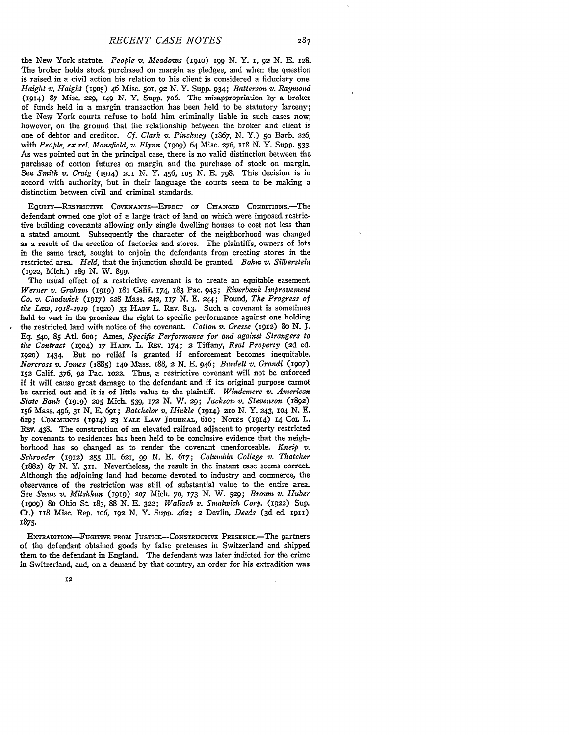the New York statute. *People v. Meadows* (1910) 199 N. Y. 1, 92 N. E. 128. The broker holds stock purchased on margin as pledgee, and when the question is raised in a civil action his relation to his client is considered a fiduciary one. *Haight v. Haight* (1905) 46 Misc. 501, 92 N. Y. Supp. 934; *Batterson v. Raymond* (1914) 87 Misc. 229, 149 N. Y. Supp. 706. The misappropriation by a broker of funds held in a margin transaction has been held to be statutory larceny; the New York courts refuse to hold him criminally liable in such cases now, however, on the ground that the relationship between the broker and client is one of debtor and creditor. *Cf. Clark v. Pinckney* (1867, N. Y.) 50 Barb. 226, with *People, ex rel. Mansfield, v. Flynn* (1909) 64 Misc. 276, 118 N. Y. Supp. 533. As was pointed out in the principal case, there is no valid distinction between the purchase of cotton futures on margin and the purchase of stock on margin. See *Smith v. Craig* (1914) 211 N. Y. 456, 105 N. E. 798. This decision is in accord with authority, but in their language the courts seem to be making a distinction between civil and criminal standards.

EQUITY—RESTRICTIVE COVENANTS—EFFECT OF CHANGED CONDITIONS.—The defendant owned one plot of a large tract of land on which were imposed restrictive building covenants allowing only single dwelling houses to cost not less than a stated amount. Subsequently the character of the neighborhood was changed as a result of the erection of factories and stores. The plaintiffs, owners of lots in the same tract, sought to enjoin the defendants from erecting stores in the restricted area. *Held,* that the injunction should be granted. *Bohm v. Silberstein* (1922, Mich.) 189 N. W. 899.

The usual effect of a restrictive covenant is to create an equitable easement. *Werner v. Graham* (1919) 181 Calif. 174, 183 Pac. 945; *Riverbank Improvement Co. v. Chadwick* (1917) 228 Mass. 242, 117 N. E. 244; Pound, *The Progress of the Law, 1918-1919* (1920) 33 HARV L. REV. 813. Such a covenant is sometimes held to vest in the promisee the right to specific performance against one holding the restricted land with notice of the covenant. *Cotton v. Cresse* (1912) 80 N. J. Eq. 540, 85 Atl. 600; Ames, *Specific Performance for and against Strangers to the Contract* (1904) 17 HARV. L. REV. 174; 2 Tiffany, *Real Property* (2d ed. 1920) 1434. But no relief is granted if enforcement becomes inequitable. *Norcross v. James* (1885) 140 Mass. 188, 2 N. E. 946; *Burdell v. Grandi* (1907) 152 Calif. 376, 92 Pac. 1022. Thus, a restrictive covenant will not be enforced if it will cause great damage to the defendant and if its original purpose cannot be carried out and it is of little value to the plaintiff. *Windemere v. American State Bank* (1919) 205 Mich. 539, 172 N. W. 29; *Jackson v. Stevenson* (1892) 156 Mass. 496, 31 N. E. 691; *Batchelor v. Hinkle* (1914) 210 N. Y. 243, 104 N. E. 629; COMMENTS (1914) 23 YALE LAW JOURNAL, 610; NOTES (1914) 14 COL L. REV. 438. The construction of an elevated railroad adjacent to property restricted by covenants to residences has been held to be conclusive evidence that the neighborhood has so changed as to render the covenant unenforceable. *Kneip v. Schroeder* (1912) 255 Ill. 621, 99 N. E. 617; *Columbia College v. Thatcher* (1882) 87 N. Y. 311. Nevertheless, the result in the instant case seems correct. Although the adjoining land had become devoted to industry and commerce, the observance of the restriction was still of substantial value to the entire area. See *Swan v. Mitshkun* (1919) 207 Mich. 70, 173 N. W. 529; *Brown v. Huber* (1909) 80 Ohio St. 183, 88 N. E. 322; *Wallack v. Smalwich Corp.* (1922) Sup. Ct.) 118 Misc. Rep. 106, 192 N. Y. Supp. 462; 2 Devlin, *Deeds* (3d ed. 1911) 1875.

EXTRADITION—FUGITIVE FROM JUSTICE—CONSTRUCTIVE PRESENCE.—The partners of the defendant obtained goods by false pretenses in Switzerland and shipped them to the defendant in England. The defendant was later indicted for the crime in Switzerland, and, on a demand by that country, an order for his extradition was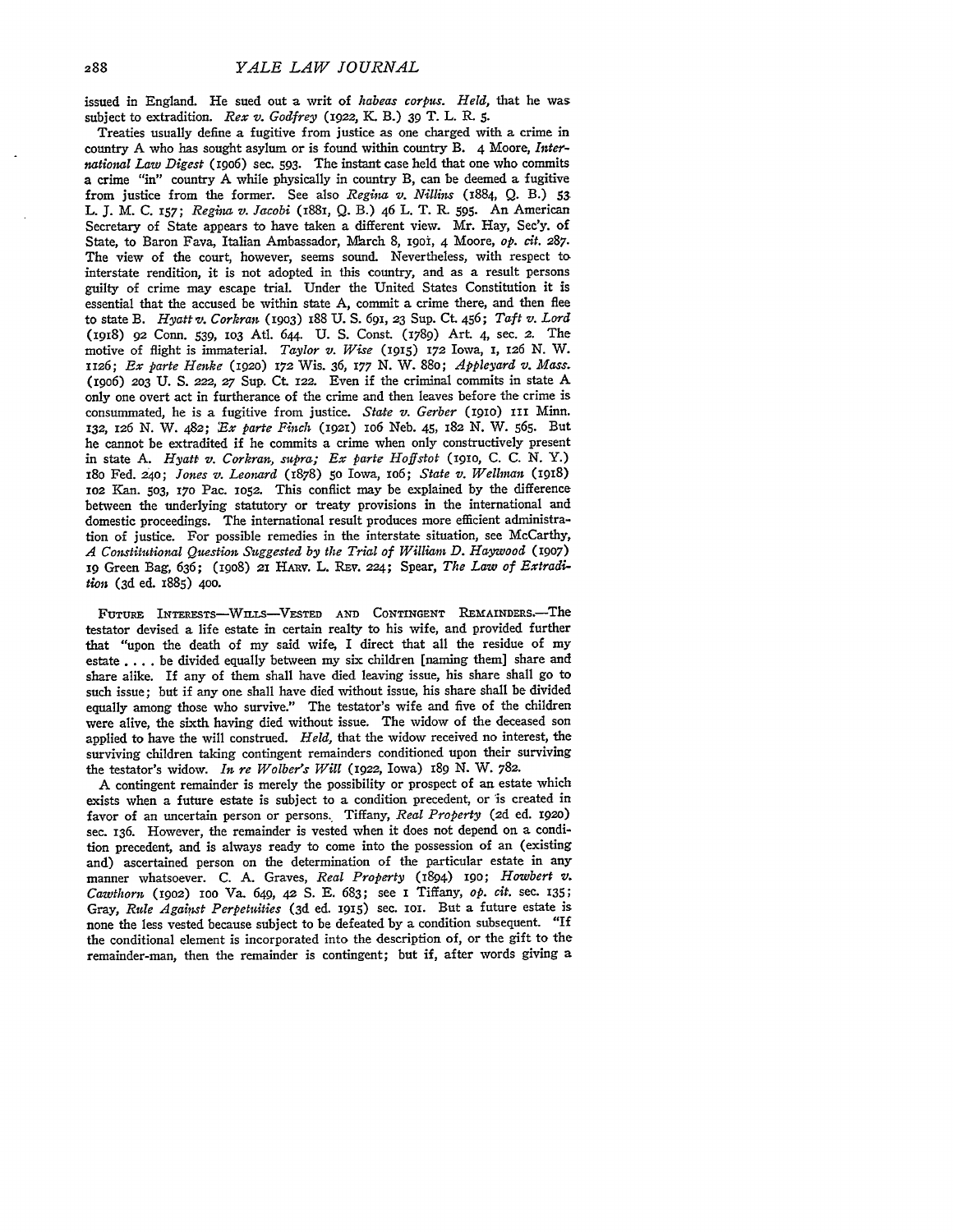issued in England. He sued out a writ of *habeas corpus*. *Held*, that he was subject to extradition. *Rex v. Godfrey* (1922, K. B.) 39 T. L. R. 5.

Treaties usually define a fugitive from justice as one charged with a crime in country A who has sought asylum or is found within country B. 4 Moore, *International Law Digest* (1906) sec. 593. The instant case held that one who commits a crime "in" country A while physically in country B, can be deemed a fugitive from justice from the former. See also *Regina v. Nillins* (1884, Q. B.) 53 L. J. M. C. 157; *Regina v. Jacobi* (1881, Q. B.) 46 L. T. R. 595. An American Secretary of State appears to have taken a different view. Mr. Hay, Sec'y. of State, to Baron Fava, Italian Ambassador, March 8, 1901, 4 Moore, *op. cit.* 287. The view of the court, however, seems sound. Nevertheless, with respect to interstate rendition, it is not adopted in this country, and as a result persons guilty of crime may escape trial. Under the United States Constitution it is essential that the accused be within state A, commit a crime there, and then flee to state B. *Hyatt v. Corkran* (1903) 188 U. S. 691, 23 Sup. Ct. 456; *Taft v. Lord* (1918) 92 Conn. 539, 103 Atl. 644. U. S. Const. (1789) Art. 4, sec. 2. The motive of flight is immaterial. *Taylor v. Wise* (1915) 172 Iowa, 1, 126 N. W. 1126; *Ex parte Henke* (1920) 172 Wis. 36, 177 N. W. 880; *Appleyard v. Mass.* (1906) 203 U. S. 222, 27 Sup. Ct. 122. Even if the criminal commits in state A only one overt act in furtherance of the crime and then leaves before the crime is consummated, he is a fugitive from justice. *State v. Gerber* (1910) 111 Minn. 132, 126 N. W. 482; *Ex parte Finch* (1921) 106 Neb. 45, 182 N. W. 565. But he cannot be extradited if he commits a crime when only constructively present in state A. *Hyatt v. Corkran, supra; Ex parte Hoffstot* (1910, C. C. N. Y.) 180 Fed. 240; *Jones v. Leonard* (1878) 50 Iowa, 106; *State v. Wellman* (1918) 102 Kan. 503, 170 Pac. 1052. This conflict may be explained by the difference between the underlying statutory or treaty provisions in the international and domestic proceedings. The international result produces more efficient administration of justice. For possible remedies in the interstate situation, see McCarthy, *A Constitutional Question Suggested by the Trial of William D. Haywood* (1907) 19 Green Bag, 636; (1908) 21 HARV. L. REV. 224; Spear, *The Law of Extradition* (3d ed. 1885) 400.

FUTURE INTERESTS—WILLS—VESTED AND CONTINGENT REMAINDERS.—The testator devised a life estate in certain realty to his wife, and provided further that "upon the death of my said wife, I direct that all the residue of my estate . . . . be divided equally between my six children [naming them] share and share alike. If any of them shall have died leaving issue, his share shall go to such issue; but if any one shall have died without issue, his share shall be divided equally among those who survive." The testator's wife and five of the children were alive, the sixth having died without issue. The widow of the deceased son applied to have the will construed. *Held*, that the widow received no interest, the surviving children taking contingent remainders conditioned upon their surviving the testator's widow. *In re Wolber's Will* (1922, Iowa) 189 N. W. 782.

A contingent remainder is merely the possibility or prospect of an estate which exists when a future estate is subject to a condition precedent, or is created in favor of an uncertain person or persons. Tiffany, *Real Property* (2d ed. 1920) sec. 136. However, the remainder is vested when it does not depend on a condition precedent, and is always ready to come into the possession of an (existing and) ascertained person on the determination of the particular estate in any manner whatsoever. C. A. Graves, *Real Property* (1894) 190; *Howbert v. Cawthorn* (1902) 100 Va. 649, 42 S. E. 683; see 1 Tiffany, *op. cit.* sec. 135; Gray, *Rule Against Perpetuities* (3d ed. 1915) sec. 101. But a future estate is none the less vested because subject to be defeated by a condition subsequent. "If the conditional element is incorporated into the description of, or the gift to the remainder-man, then the remainder is contingent; but if, after words giving a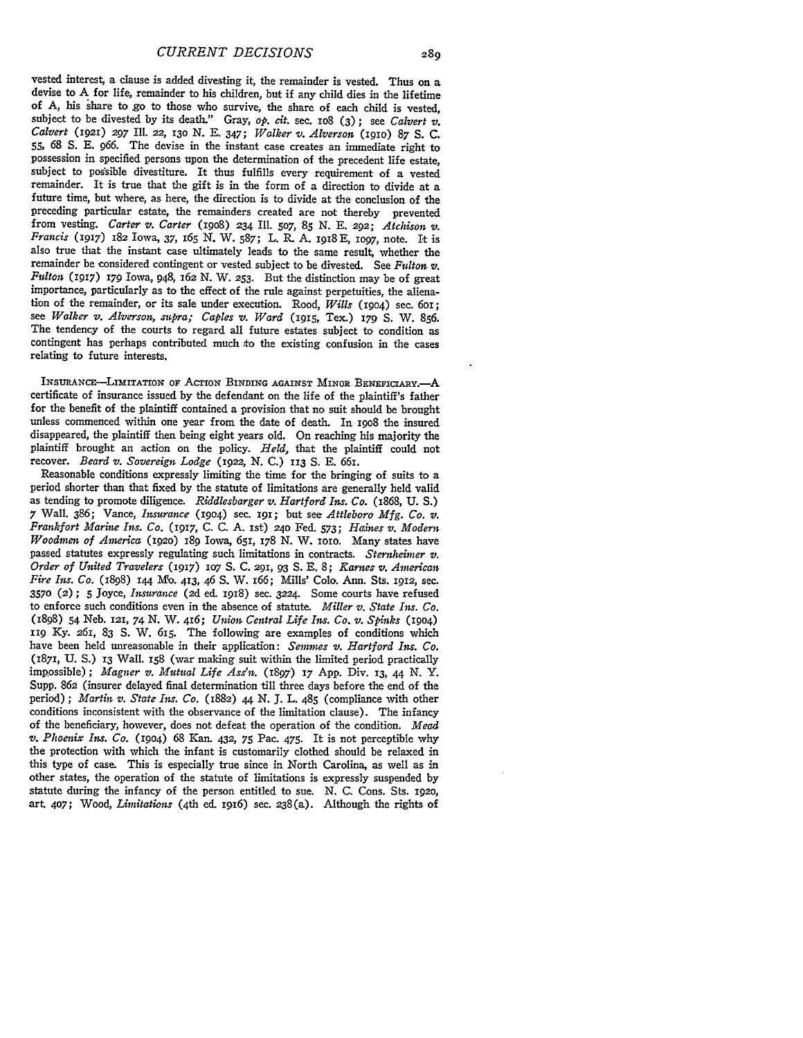vested interest, a clause is added divesting it, the remainder is vested. Thus on a devise to A for life, remainder to his children, but if any child dies in the lifetime of A, his share to go to those who survive, the share of each child is vested, subject to be divested by its death." Gray, *op. cit.* sec. 108 (3); see *Calvert v. Calvert* (1921) 297 Ill. 22, 130 N. E. 347; *Walker v. Alverson* (1910) 87 S. C. 55, 68 S. E. 966. The devise in the instant case creates an immediate right to possession in specified persons upon the determination of the precedent life estate, subject to possible divestiture. It thus fulfills every requirement of a vested remainder. It is true that the gift is in the form of a direction to divide at a future time, but where, as here, the direction is to divide at the conclusion of the preceding particular estate, the remainders created are not thereby prevented from vesting. *Carter v. Carter* (1908) 234 Ill. 507, 85 N. E. 292; *Atchison v. Francis* (1917) 182 Iowa, 37, 165 N. W. 587; L. R. A. 1918 E, 1097, note. It is also true that the instant case ultimately leads to the same result, whether the remainder be considered contingent or vested subject to be divested. See *Fulton v. Fulton* (1917) 179 Iowa, 948, 162 N. W. 253. But the distinction may be of great importance, particularly as to the effect of the rule against perpetuities, the alienation of the remainder, or its sale under execution. Rood, *Wills* (1904) sec. 601; see *Walker v. Alverson, supra; Caples v. Ward* (1915, Tex.) 179 S. W. 856. The tendency of the courts to regard all future estates subject to condition as contingent has perhaps contributed much to the existing confusion in the cases relating to future interests.

INSURANCE—LIMITATION OF ACTION BINDING AGAINST MINOR BENEFICIARY.—A certificate of insurance issued by the defendant on the life of the plaintiff's father for the benefit of the plaintiff contained a provision that no suit should be brought unless commenced within one year from the date of death. In 1908 the insured disappeared, the plaintiff then being eight years old. On reaching his majority the plaintiff brought an action on the policy. *Held,* that the plaintiff could not recover. *Beard v. Sovereign Lodge* (1922, N. C.) 113 S. E. 661.

Reasonable conditions expressly limiting the time for the bringing of suits to a period shorter than that fixed by the statute of limitations are generally held valid as tending to promote diligence. *Riddlesbarger v. Hartford Ins. Co.* (1868, U. S.) 7 Wall. 386; Vance, *Insurance* (1904) sec. 191; but see *Attleboro Mfg. Co. v. Frankfort Marine Ins. Co.* (1917, C. C. A. 1st) 240 Fed. 573; *Haines v. Modern Woodmen of America* (1920) 189 Iowa, 651, 178 N. W. 1010. Many states have passed statutes expressly regulating such limitations in contracts. *Sternheimer v. Order of United Travelers* (1917) 107 S. C. 291, 93 S. E. 8; *Karnes v. American Fire Ins. Co.* (1898) 144 Mo. 413, 46 S. W. 166; Mills' Colo. Ann. Sts. 1912, sec. 3570 (2); 5 Joyce, *Insurance* (2d ed. 1918) sec. 3224. Some courts have refused to enforce such conditions even in the absence of statute. *Miller v. State Ins. Co.* (1898) 54 Neb. 121, 74 N. W. 416; *Union Central Life Ins. Co. v. Spinks* (1904) 119 Ky. 261, 83 S. W. 615. The following are examples of conditions which have been held unreasonable in their application: *Semmes v. Hartford Ins. Co.* (1871, U. S.) 13 Wall. 158 (war making suit within the limited period practically impossible); *Magner v. Mutual Life Ass'n.* (1897) 17 App. Div. 13, 44 N. Y. Supp. 862 (insurer delayed final determination till three days before the end of the period); *Martin v. State Ins. Co.* (1882) 44 N. J. L. 485 (compliance with other conditions inconsistent with the observance of the limitation clause). The infancy of the beneficiary, however, does not defeat the operation of the condition. *Mead v. Phoenix Ins. Co.* (1904) 68 Kan. 432, 75 Pac. 475. It is not perceptible why the protection with which the infant is customarily clothed should be relaxed in this type of case. This is especially true since in North Carolina, as well as in other states, the operation of the statute of limitations is expressly suspended by statute during the infancy of the person entitled to sue. N. C. Cons. Sts. 1920, art. 407; Wood, *Limitations* (4th ed. 1916) sec. 238(a). Although the rights of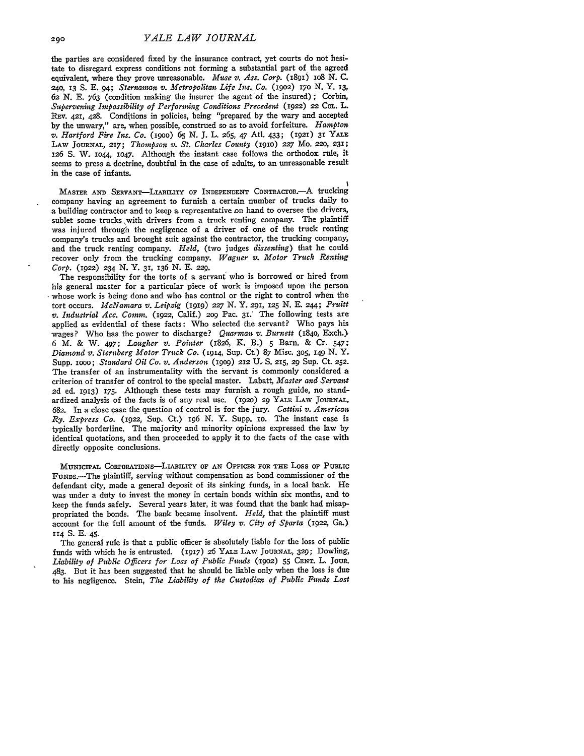the parties are considered fixed by the insurance contract, yet courts do not hesitate to disregard express conditions not forming a substantial part of the agreed equivalent, where they prove unreasonable. *Muse v. Ass. Corp.* (1891) 108 N. C. 240, 13 S. E. 94; *Sternaman v. Metropolitan Life Ins. Co.* (1902) 170 N. Y. 13, 62 N. E. 763 (condition making the insurer the agent of the insured); Corbin, *Supervening Impossibility of Performing Conditions Precedent* (1922) 22 Col. L. Rev. 421, 428. Conditions in policies, being "prepared by the wary and accepted by the unwary," are, when possible, construed so as to avoid forfeiture. *Hampton v. Hartford Fire Ins. Co.* (1900) 65 N. J. L. 265, 47 Atl. 433; (1921) 31 Yale Law Journal, 217; *Thompson v. St. Charles County* (1910) 227 Mo. 220, 231; 126 S. W. 1044, 1047. Although the instant case follows the orthodox rule, it seems to press a doctrine, doubtful in the case of adults, to an unreasonable result in the case of infants.

Master and Servant—Liability of Independent Contractor.—A trucking company having an agreement to furnish a certain number of trucks daily to a building contractor and to keep a representative on hand to oversee the drivers, sublet some trucks with drivers from a truck renting company. The plaintiff was injured through the negligence of a driver of one of the truck renting company's trucks and brought suit against the contractor, the trucking company, and the truck renting company. *Held*, (two judges *dissenting*) that he could recover only from the trucking company. *Wagner v. Motor Truck Renting Corp.* (1922) 234 N. Y. 31, 136 N. E. 229.

The responsibility for the torts of a servant who is borrowed or hired from his general master for a particular piece of work is imposed upon the person whose work is being done and who has control or the right to control when the tort occurs. *McNamara v. Leipzig* (1919) 227 N. Y. 291, 125 N. E. 244; *Pruitt v. Industrial Acc. Comm.* (1922, Calif.) 209 Pac. 31. The following tests are applied as evidential of these facts: Who selected the servant? Who pays his wages? Who has the power to discharge? *Quarman v. Burnett* (1840, Exch.) 6 M. & W. 497; *Laugher v. Pointer* (1826, K. B.) 5 Barn. & Cr. 547; *Diamond v. Sternberg Motor Truck Co.* (1914, Sup. Ct.) 87 Misc. 305, 149 N. Y. Supp. 1000; *Standard Oil Co. v. Anderson* (1909) 212 U. S. 215, 29 Sup. Ct. 252. The transfer of an instrumentality with the servant is commonly considered a criterion of transfer of control to the special master. Labatt, *Master and Servant* 2d ed. 1913) 175. Although these tests may furnish a rough guide, no standardized analysis of the facts is of any real use. (1920) 29 Yale Law Journal 682. In a close case the question of control is for the jury. *Cattini v. American Ry. Express Co.* (1922, Sup. Ct.) 196 N. Y. Supp. 10. The instant case is typically borderline. The majority and minority opinions expressed the law by identical quotations, and then proceeded to apply it to the facts of the case with directly opposite conclusions.

Municipal Corporations—Liability of an Officer for the Loss of Public Funds.—The plaintiff, serving without compensation as bond commissioner of the defendant city, made a general deposit of its sinking funds, in a local bank. He was under a duty to invest the money in certain bonds within six months, and to keep the funds safely. Several years later, it was found that the bank had misappropriated the bonds. The bank became insolvent. *Held*, that the plaintiff must account for the full amount of the funds. *Wiley v. City of Sparta* (1922, Ga.) 114 S. E. 45.

The general rule is that a public officer is absolutely liable for the loss of public funds with which he is entrusted. (1917) 26 Yale Law Journal, 329; Dowling, *Liability of Public Officers for Loss of Public Funds* (1902) 55 Cent. L. Jour. 483. But it has been suggested that he should be liable only when the loss is due to his negligence. Stein, *The Liability of the Custodian of Public Funds Lost*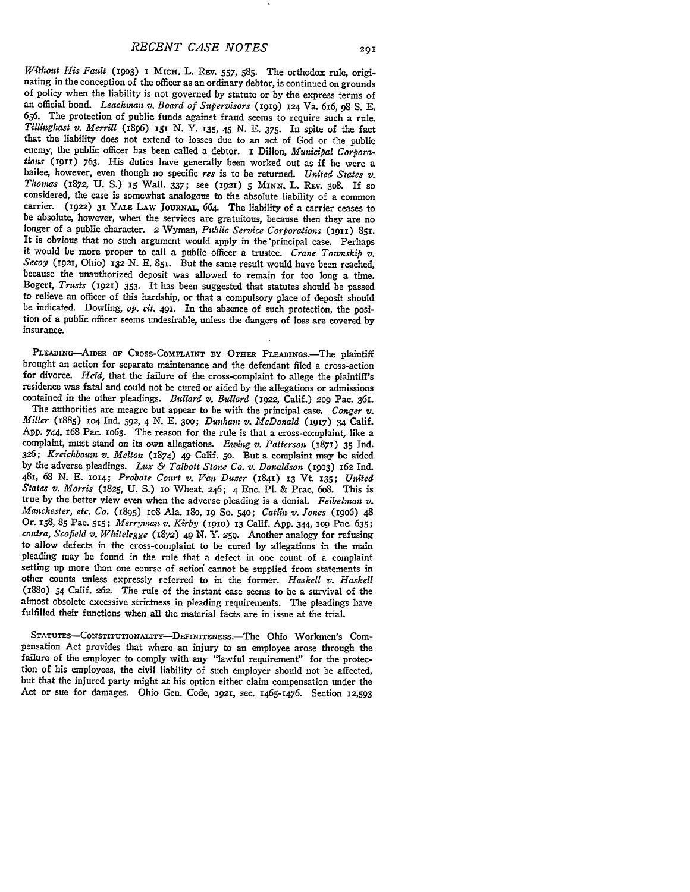*Without His Fault* (1903) 1 MICH. L. REV. 557, 585. The orthodox rule, originating in the conception of the officer as an ordinary debtor, is continued on grounds of policy when the liability is not governed by statute or by the express terms of an official bond. *Leachman v. Board of Supervisors* (1919) 124 Va. 616, 98 S. E. 656. The protection of public funds against fraud seems to require such a rule. *Tillinghast v. Merrill* (1896) 151 N. Y. 135, 45 N. E. 375. In spite of the fact that the liability does not extend to losses due to an act of God or the public enemy, the public officer has been called a debtor. 1 Dillon, *Municipal Corporations* (1911) 763. His duties have generally been worked out as if he were a bailee, however, even though no specific *res* is to be returned. *United States v. Thomas* (1872, U. S.) 15 Wall. 337; see (1921) 5 MINN. L. REV. 308. If so considered, the case is somewhat analogous to the absolute liability of a common carrier. (1922) 31 YALE LAW JOURNAL, 664. The liability of a carrier ceases to be absolute, however, when the serviecs are gratuitous, because then they are no longer of a public character. 2 Wyman, *Public Service Corporations* (1911) 851. It is obvious that no such argument would apply in the principal case. Perhaps it would be more proper to call a public officer a trustee. *Crane Township v. Secoy* (1921, Ohio) 132 N. E. 851. But the same result would have been reached, because the unauthorized deposit was allowed to remain for too long a time. Bogert, *Trusts* (1921) 353. It has been suggested that statutes should be passed to relieve an officer of this hardship, or that a compulsory place of deposit should be indicated. Dowling, *op. cit.* 491. In the absence of such protection, the position of a public officer seems undesirable, unless the dangers of loss are covered by insurance.

PLEADING—AIDER OF CROSS-COMPLAINT BY OTHER PLEADINGS.—The plaintiff brought an action for separate maintenance and the defendant filed a cross-action for divorce. *Held*, that the failure of the cross-complaint to allege the plaintiff's residence was fatal and could not be cured or aided by the allegations or admissions contained in the other pleadings. *Bullard v. Bullard* (1922, Calif.) 209 Pac. 361.

The authorities are meagre but appear to be with the principal case. *Conger v. Miller* (1885) 104 Ind. 592, 4 N. E. 300; *Dunham v. McDonald* (1917) 34 Calif. App. 744, 168 Pac. 1063. The reason for the rule is that a cross-complaint, like a complaint, must stand on its own allegations. *Ewing v. Patterson* (1871) 35 Ind. 326; *Kreichbaum v. Melton* (1874) 49 Calif. 50. But a complaint may be aided by the adverse pleadings. *Lux & Talbott Stone Co. v. Donaldson* (1903) 162 Ind. 481, 68 N. E. 1014; *Probate Court v. Van Duzer* (1841) 13 Vt. 135; *United States v. Morris* (1825, U. S.) 10 Wheat. 246; 4 Enc. Pl. & Prac. 608. This is true by the better view even when the adverse pleading is a denial. *Feibelman v. Manchester, etc. Co.* (1895) 108 Ala. 180, 19 So. 540; *Catlin v. Jones* (1906) 48 Or. 158, 85 Pac. 515; *Merryman v. Kirby* (1910) 13 Calif. App. 344, 109 Pac. 635; *contra, Scofield v. Whitelegge* (1872) 49 N. Y. 259. Another analogy for refusing to allow defects in the cross-complaint to be cured by allegations in the main pleading may be found in the rule that a defect in one count of a complaint setting up more than one course of action cannot be supplied from statements in other counts unless expressly referred to in the former. *Haskell v. Haskell* (1880) 54 Calif. 262. The rule of the instant case seems to be a survival of the almost obsolete excessive strictness in pleading requirements. The pleadings have fulfilled their functions when all the material facts are in issue at the trial.

STATUTES—CONSTITUTIONALITY—DEFINITENESS.—The Ohio Workmen's Compensation Act provides that where an injury to an employee arose through the failure of the employer to comply with any "lawful requirement" for the protection of his employees, the civil liability of such employer should not be affected, but that the injured party might at his option either claim compensation under the Act or sue for damages. Ohio Gen. Code, 1921, sec. 1465-1476. Section 12,593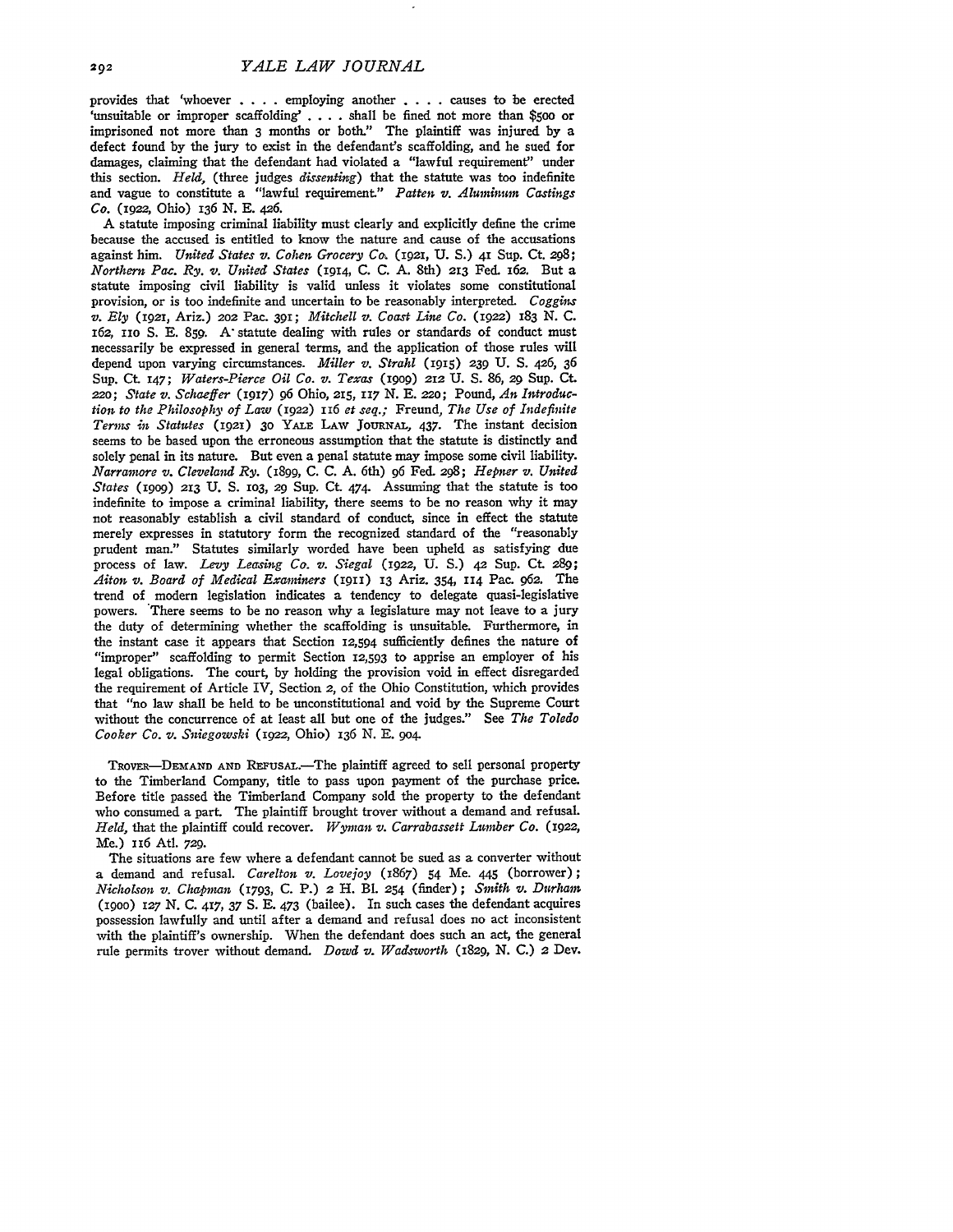provides that 'whoever . . . . employing another . . . . causes to be erected 'unsuitable or improper scaffolding' . . . . shall be fined not more than $500 or imprisoned not more than 3 months or both." The plaintiff was injured by a defect found by the jury to exist in the defendant's scaffolding, and he sued for damages, claiming that the defendant had violated a "lawful requirement" under this section. *Held*, (three judges *dissenting*) that the statute was too indefinite and vague to constitute a "lawful requirement." *Patten v. Aluminum Castings Co.* (1922, Ohio) 136 N. E. 426.

A statute imposing criminal liability must clearly and explicitly define the crime because the accused is entitled to know the nature and cause of the accusations against him. *United States v. Cohen Grocery Co.* (1921, U. S.) 41 Sup. Ct. 298; *Northern Pac. Ry. v. United States* (1914, C. C. A. 8th) 213 Fed. 162. But a statute imposing civil liability is valid unless it violates some constitutional provision, or is too indefinite and uncertain to be reasonably interpreted. *Coggins v. Ely* (1921, Ariz.) 202 Pac. 391; *Mitchell v. Coast Line Co.* (1922) 183 N. C. 162, 110 S. E. 859. A statute dealing with rules or standards of conduct must necessarily be expressed in general terms, and the application of those rules will depend upon varying circumstances. *Miller v. Strahl* (1915) 239 U. S. 426, 36 Sup. Ct. 147; *Waters-Pierce Oil Co. v. Texas* (1909) 212 U. S. 86, 29 Sup. Ct. 220; *State v. Schaeffer* (1917) 96 Ohio, 215, 117 N. E. 220; Pound, *An Introduction to the Philosophy of Law* (1922) 116 *et seq.*; Freund, *The Use of Indefinite Terms in Statutes* (1921) 30 YALE LAW JOURNAL, 437. The instant decision seems to be based upon the erroneous assumption that the statute is distinctly and solely penal in its nature. But even a penal statute may impose some civil liability. *Narramore v. Cleveland Ry.* (1899, C. C. A. 6th) 96 Fed. 298; *Hepner v. United States* (1909) 213 U. S. 103, 29 Sup. Ct. 474. Assuming that the statute is too indefinite to impose a criminal liability, there seems to be no reason why it may not reasonably establish a civil standard of conduct, since in effect the statute merely expresses in statutory form the recognized standard of the "reasonably prudent man." Statutes similarly worded have been upheld as satisfying due process of law. *Levy Leasing Co. v. Siegal* (1922, U. S.) 42 Sup. Ct. 289; *Aiton v. Board of Medical Examiners* (1911) 13 Ariz. 354, 114 Pac. 962. The trend of modern legislation indicates a tendency to delegate quasi-legislative powers. There seems to be no reason why a legislature may not leave to a jury the duty of determining whether the scaffolding is unsuitable. Furthermore, in the instant case it appears that Section 12,594 sufficiently defines the nature of "improper" scaffolding to permit Section 12,593 to apprise an employer of his legal obligations. The court, by holding the provision void in effect disregarded the requirement of Article IV, Section 2, of the Ohio Constitution, which provides that "no law shall be held to be unconstitutional and void by the Supreme Court without the concurrence of at least all but one of the judges." See *The Toledo Cooker Co. v. Sniegowski* (1922, Ohio) 136 N. E. 904.

TROVER—DEMAND AND REFUSAL.—The plaintiff agreed to sell personal property to the Timberland Company, title to pass upon payment of the purchase price. Before title passed the Timberland Company sold the property to the defendant who consumed a part. The plaintiff brought trover without a demand and refusal. *Held*, that the plaintiff could recover. *Wyman v. Carrabassett Lumber Co.* (1922, Me.) 116 Atl. 729.

The situations are few where a defendant cannot be sued as a converter without a demand and refusal. *Carelton v. Lovejoy* (1867) 54 Me. 445 (borrower); *Nicholson v. Chapman* (1793, C. P.) 2 H. Bl. 254 (finder); *Smith v. Durham* (1900) 127 N. C. 417, 37 S. E. 473 (bailee). In such cases the defendant acquires possession lawfully and until after a demand and refusal does no act inconsistent with the plaintiff's ownership. When the defendant does such an act, the general rule permits trover without demand. *Dowd v. Wadsworth* (1829, N. C.) 2 Dev.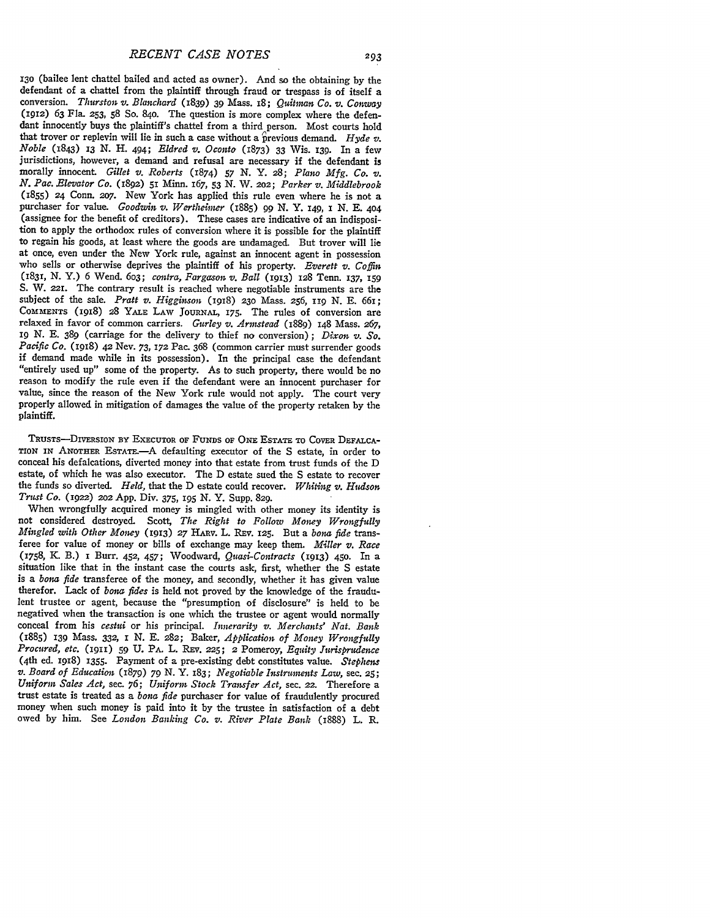130 (bailee lent chattel bailed and acted as owner). And so the obtaining by the defendant of a chattel from the plaintiff through fraud or trespass is of itself a conversion. *Thurston v. Blanchard* (1839) 39 Mass. 18; *Quitman Co. v. Conway* (1912) 63 Fla. 253, 58 So. 840. The question is more complex where the defendant innocently buys the plaintiff's chattel from a third person. Most courts hold that trover or replevin will lie in such a case without a previous demand. *Hyde v. Noble* (1843) 13 N. H. 494; *Eldred v. Oconto* (1873) 33 Wis. 139. In a few jurisdictions, however, a demand and refusal are necessary if the defendant is morally innocent. *Gillet v. Roberts* (1874) 57 N. Y. 28; *Plano Mfg. Co. v. N. Pac. Elevator Co.* (1892) 51 Minn. 167, 53 N. W. 202; *Parker v. Middlebrook* (1855) 24 Conn. 207. New York has applied this rule even where he is not a purchaser for value. *Goodwin v. Wertheimer* (1885) 99 N. Y. 149, 1 N. E. 404 (assignee for the benefit of creditors). These cases are indicative of an indisposition to apply the orthodox rules of conversion where it is possible for the plaintiff to regain his goods, at least where the goods are undamaged. But trover will lie at once, even under the New York rule, against an innocent agent in possession who sells or otherwise deprives the plaintiff of his property. *Everett v. Coffin* (1831, N. Y.) 6 Wend. 603; *contra*, *Fargason v. Ball* (1913) 128 Tenn. 137, 159 S. W. 221. The contrary result is reached where negotiable instruments are the subject of the sale. *Pratt v. Higginson* (1918) 230 Mass. 256, 119 N. E. 661; COMMENTS (1918) 28 YALE LAW JOURNAL, 175. The rules of conversion are relaxed in favor of common carriers. *Gurley v. Armstead* (1889) 148 Mass. 267, 19 N. E. 389 (carriage for the delivery to thief no conversion); *Dixon v. So. Pacific Co.* (1918) 42 Nev. 73, 172 Pac. 368 (common carrier must surrender goods if demand made while in its possession). In the principal case the defendant "entirely used up" some of the property. As to such property, there would be no reason to modify the rule even if the defendant were an innocent purchaser for value, since the reason of the New York rule would not apply. The court very properly allowed in mitigation of damages the value of the property retaken by the plaintiff.

TRUSTS—DIVERSION BY EXECUTOR OF FUNDS OF ONE ESTATE TO COVER DEFALCATION IN ANOTHER ESTATE.—A defaulting executor of the S estate, in order to conceal his defalcations, diverted money into that estate from trust funds of the D estate, of which he was also executor. The D estate sued the S estate to recover the funds so diverted. *Held*, that the D estate could recover. *Whiting v. Hudson Trust Co.* (1922) 202 App. Div. 375, 195 N. Y. Supp. 829.

When wrongfully acquired money is mingled with other money its identity is not considered destroyed. Scott, *The Right to Follow Money Wrongfully Mingled with Other Money* (1913) 27 HARV. L. REV. 125. But a *bona fide* transferee for value of money or bills of exchange may keep them. *Miller v. Race* (1758, K. B.) 1 Burr. 452, 457; Woodward, *Quasi-Contracts* (1913) 450. In a situation like that in the instant case the courts ask, first, whether the S estate is a *bona fide* transferee of the money, and secondly, whether it has given value therefor. Lack of *bona fides* is held not proved by the knowledge of the fraudulent trustee or agent, because the "presumption of disclosure" is held to be negatived when the transaction is one which the trustee or agent would normally conceal from his *cestui* or his principal. *Innerarity v. Merchants' Nat. Bank* (1885) 139 Mass. 332, 1 N. E. 282; Baker, *Application of Money Wrongfully Procured, etc.* (1911) 59 U. PA. L. REV. 225; 2 Pomeroy, *Equity Jurisprudence* (4th ed. 1918) 1355. Payment of a pre-existing debt constitutes value. *Stephens v. Board of Education* (1879) 79 N. Y. 183; *Negotiable Instruments Law*, sec. 25; *Uniform Sales Act*, sec. 76; *Uniform Stock Transfer Act*, sec. 22. Therefore a trust estate is treated as a *bona fide* purchaser for value of fraudulently procured money when such money is paid into it by the trustee in satisfaction of a debt owed by him. See *London Banking Co. v. River Plate Bank* (1888) L. R.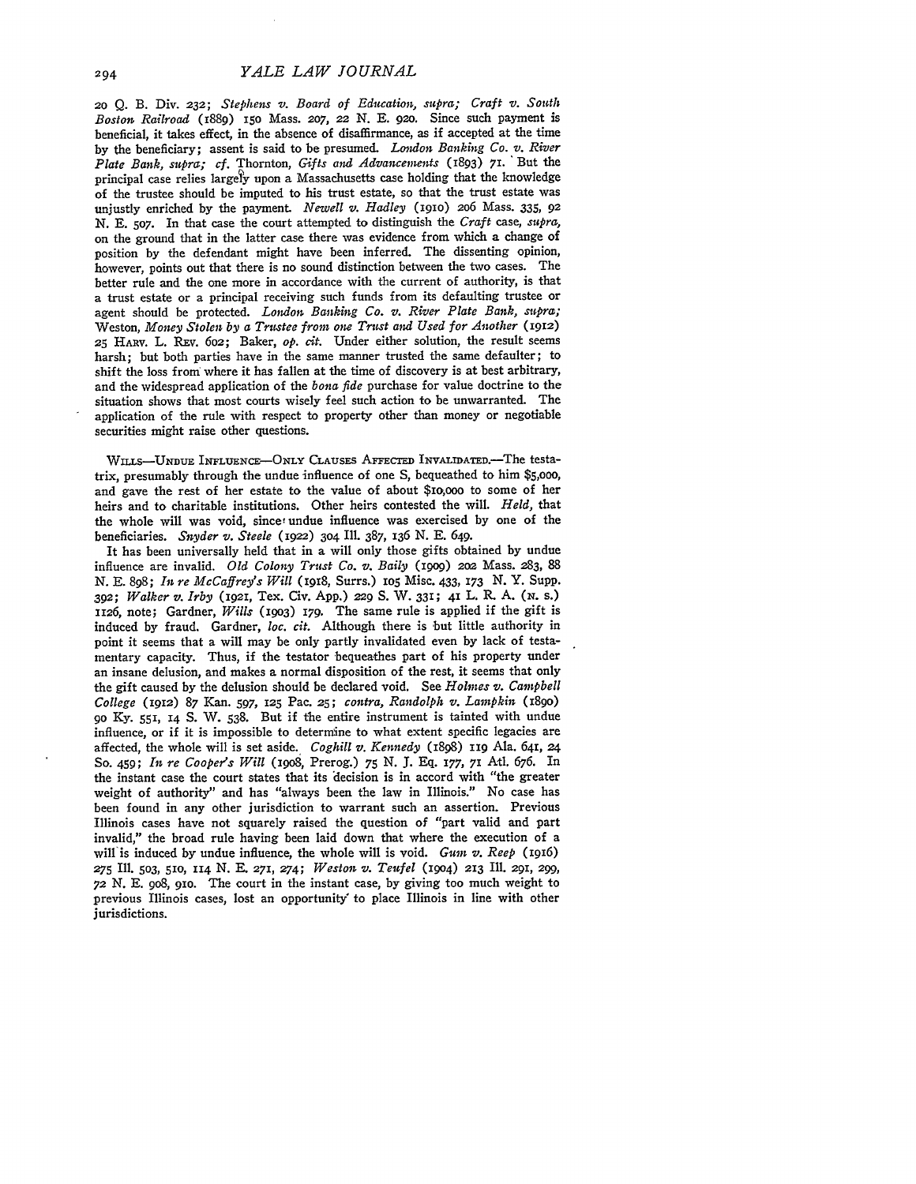20 Q. B. Div. 232; *Stephens v. Board of Education, supra; Craft v. South Boston Railroad* (1889) 150 Mass. 207, 22 N. E. 920. Since such payment is beneficial, it takes effect, in the absence of disaffirmance, as if accepted at the time by the beneficiary; assent is said to be presumed. *London Banking Co. v. River Plate Bank, supra; cf.* Thornton, *Gifts and Advancements* (1893) 71. But the principal case relies largely upon a Massachusetts case holding that the knowledge of the trustee should be imputed to his trust estate, so that the trust estate was unjustly enriched by the payment. *Newell v. Hadley* (1910) 206 Mass. 335, 92 N. E. 507. In that case the court attempted to distinguish the *Craft* case, *supra*, on the ground that in the latter case there was evidence from which a change of position by the defendant might have been inferred. The dissenting opinion, however, points out that there is no sound distinction between the two cases. The better rule and the one more in accordance with the current of authority, is that a trust estate or a principal receiving such funds from its defaulting trustee or agent should be protected. *London Banking Co. v. River Plate Bank, supra;* Weston, *Money Stolen by a Trustee from one Trust and Used for Another* (1912) 25 HARV. L. REV. 602; Baker, *op. cit.* Under either solution, the result seems harsh; but both parties have in the same manner trusted the same defaulter; to shift the loss from where it has fallen at the time of discovery is at best arbitrary, and the widespread application of the *bona fide* purchase for value doctrine to the situation shows that most courts wisely feel such action to be unwarranted. The application of the rule with respect to property other than money or negotiable securities might raise other questions.

WILLS—UNDUE INFLUENCE—ONLY CLAUSES AFFECTED INVALIDATED.—The testatrix, presumably through the undue influence of one S, bequeathed to him $5,000, and gave the rest of her estate to the value of about $10,000 to some of her heirs and to charitable institutions. Other heirs contested the will. *Held*, that the whole will was void, since undue influence was exercised by one of the beneficiaries. *Snyder v. Steele* (1922) 304 Ill. 387, 136 N. E. 649.

It has been universally held that in a will only those gifts obtained by undue influence are invalid. *Old Colony Trust Co. v. Baily* (1909) 202 Mass. 283, 88 N. E. 898; *In re McCaffrey's Will* (1918, Surrs.) 105 Misc. 433, 173 N. Y. Supp. 392; *Walker v. Irby* (1921, Tex. Civ. App.) 229 S. W. 331; 41 L. R. A. (N. S.) 1126, note; Gardner, *Wills* (1903) 179. The same rule is applied if the gift is induced by fraud. Gardner, *loc. cit.* Although there is but little authority in point it seems that a will may be only partly invalidated even by lack of testamentary capacity. Thus, if the testator bequeathes part of his property under an insane delusion, and makes a normal disposition of the rest, it seems that only the gift caused by the delusion should be declared void. See *Holmes v. Campbell College* (1912) 87 Kan. 597, 125 Pac. 25; *contra, Randolph v. Lampkin* (1890) 90 Ky. 551, 14 S. W. 538. But if the entire instrument is tainted with undue influence, or if it is impossible to determine to what extent specific legacies are affected, the whole will is set aside. *Coghill v. Kennedy* (1898) 119 Ala. 641, 24 So. 459; *In re Cooper's Will* (1908, Prerog.) 75 N. J. Eq. 177, 71 Atl. 676. In the instant case the court states that its decision is in accord with "the greater weight of authority" and has "always been the law in Illinois." No case has been found in any other jurisdiction to warrant such an assertion. Previous Illinois cases have not squarely raised the question of "part valid and part invalid," the broad rule having been laid down that where the execution of a will is induced by undue influence, the whole will is void. *Gum v. Reep* (1916) 275 Ill. 503, 510, 114 N. E. 271, 274; *Weston v. Teufel* (1904) 213 Ill. 291, 299, 72 N. E. 908, 910. The court in the instant case, by giving too much weight to previous Illinois cases, lost an opportunity to place Illinois in line with other jurisdictions.